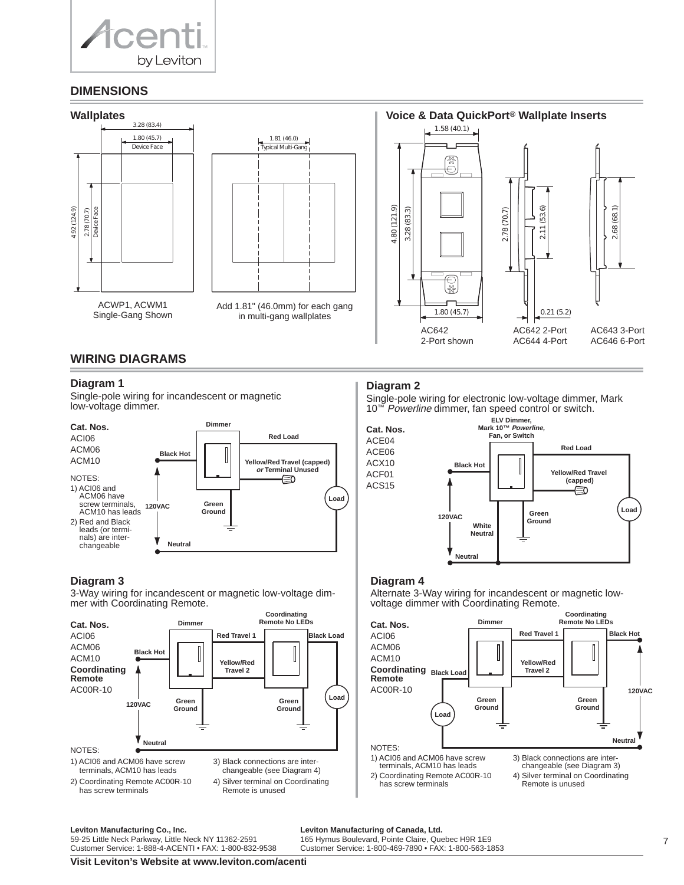## DIMENSIONS

### Wallplates

3.28 (83.4)
1.80 (45.7) Device Face
4.92 (124.9)
2.78 (70.7) Device Face

1.81 (46.0) Typical Multi-Gang

ACWP1, ACWM1
Single-Gang Shown

Add 1.81" (46.0mm) for each gang in multi-gang wallplates

### Voice & Data QuickPort® Wallplate Inserts

1.58 (40.1)
4.80 (121.9)
3.28 (83.3)
1.80 (45.7)
2.78 (70.7)
2.11 (53.6)
0.21 (5.2)
2.68 (68.1)

AC642
2-Port shown

AC642 2-Port
AC644 4-Port

AC643 3-Port
AC646 6-Port

## WIRING DIAGRAMS

### Diagram 1

Single-pole wiring for incandescent or magnetic low-voltage dimmer.

**Cat. Nos.**
ACI06
ACM06
ACM10

NOTES:
1) ACI06 and ACM06 have screw terminals, ACM10 has leads
2) Red and Black leads (or terminals) are interchangeable

Dimmer; Black Hot; Red Load; Yellow/Red Travel (capped) *or* Terminal Unused; Green Ground; 120VAC; Load; Neutral

### Diagram 2

Single-pole wiring for electronic low-voltage dimmer, Mark 10™ *Powerline* dimmer, fan speed control or switch.

**Cat. Nos.**
ACE04
ACE06
ACX10
ACF01
ACS15

ELV Dimmer, Mark 10™ *Powerline,* Fan, or Switch; Black Hot; Red Load; Yellow/Red Travel (capped); Green Ground; White Neutral; 120VAC; Load; Neutral

### Diagram 3

3-Way wiring for incandescent or magnetic low-voltage dimmer with Coordinating Remote.

**Cat. Nos.**
ACI06
ACM06
ACM10
**Coordinating Remote**
AC00R-10

Dimmer; Coordinating Remote No LEDs; Black Hot; Red Travel 1; Yellow/Red Travel 2; Black Load; Green Ground; Green Ground; 120VAC; Load; Neutral

NOTES:
1) ACI06 and ACM06 have screw terminals, ACM10 has leads
2) Coordinating Remote AC00R-10 has screw terminals
3) Black connections are interchangeable (see Diagram 4)
4) Silver terminal on Coordinating Remote is unused

### Diagram 4

Alternate 3-Way wiring for incandescent or magnetic low-voltage dimmer with Coordinating Remote.

**Cat. Nos.**
ACI06
ACM06
ACM10
**Coordinating Remote**
AC00R-10

Dimmer; Coordinating Remote No LEDs; Black Load; Red Travel 1; Yellow/Red Travel 2; Black Hot; Green Ground; Green Ground; Load; 120VAC; Neutral

NOTES:
1) ACI06 and ACM06 have screw terminals, ACM10 has leads
2) Coordinating Remote AC00R-10 has screw terminals
3) Black connections are interchangeable (see Diagram 3)
4) Silver terminal on Coordinating Remote is unused

**Leviton Manufacturing Co., Inc.**
59-25 Little Neck Parkway, Little Neck NY 11362-2591
Customer Service: 1-888-4-ACENTI • FAX: 1-800-832-9538

**Leviton Manufacturing of Canada, Ltd.**
165 Hymus Boulevard, Pointe Claire, Quebec H9R 1E9
Customer Service: 1-800-469-7890 • FAX: 1-800-563-1853

**Visit Leviton's Website at www.leviton.com/acenti**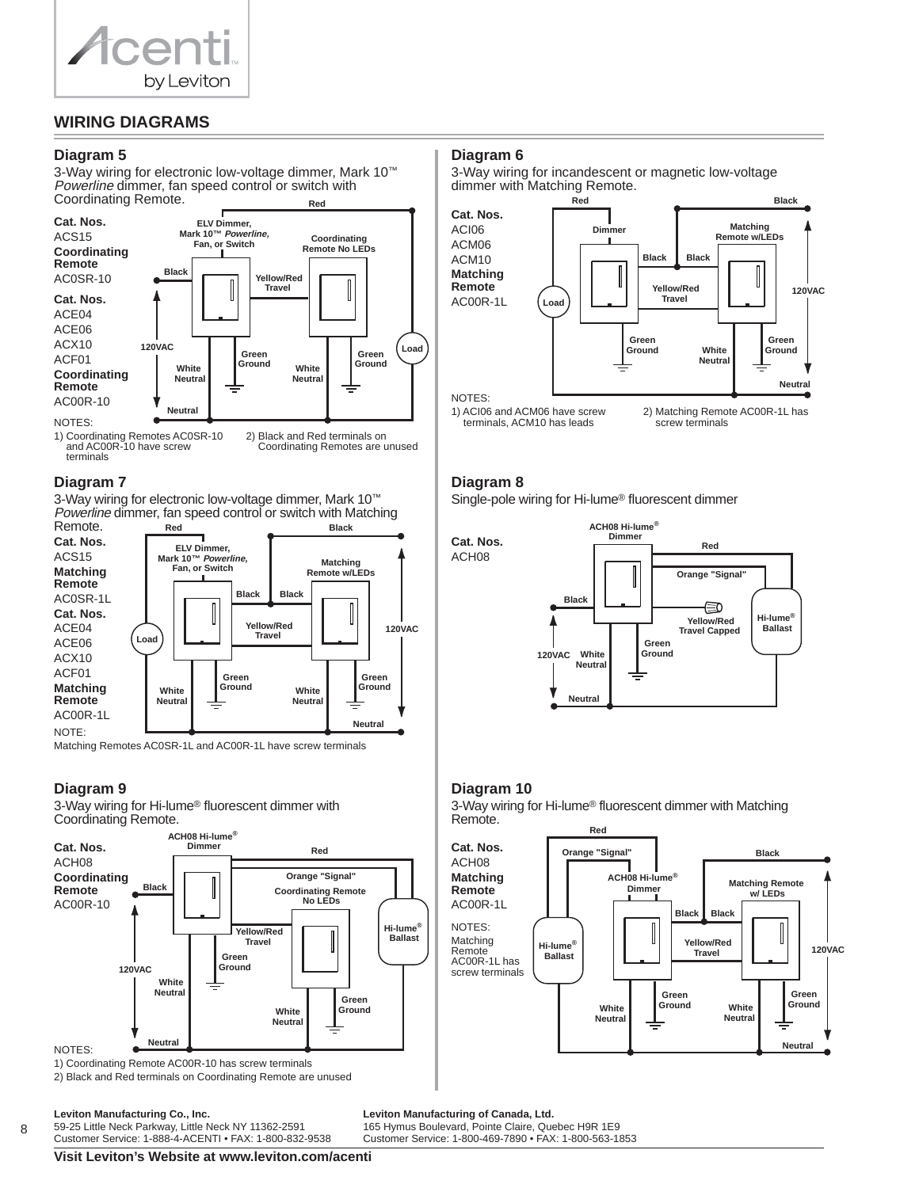## WIRING DIAGRAMS

### Diagram 5

3-Way wiring for electronic low-voltage dimmer, Mark 10™ *Powerline* dimmer, fan speed control or switch with Coordinating Remote.

**Cat. Nos.**
ACS15
**Coordinating Remote**
AC0SR-10
**Cat. Nos.**
ACE04
ACE06
ACX10
ACF01
**Coordinating Remote**
AC00R-10

NOTES:
1) Coordinating Remotes AC0SR-10 and AC00R-10 have screw terminals
2) Black and Red terminals on Coordinating Remotes are unused

### Diagram 6

3-Way wiring for incandescent or magnetic low-voltage dimmer with Matching Remote.

**Cat. Nos.**
ACI06
ACM06
ACM10
**Matching Remote**
AC00R-1L

NOTES:
1) ACI06 and ACM06 have screw terminals, ACM10 has leads
2) Matching Remote AC00R-1L has screw terminals

### Diagram 7

3-Way wiring for electronic low-voltage dimmer, Mark 10™ *Powerline* dimmer, fan speed control or switch with Matching Remote.

**Cat. Nos.**
ACS15
**Matching Remote**
AC0SR-1L
**Cat. Nos.**
ACE04
ACE06
ACX10
ACF01
**Matching Remote**
AC00R-1L

NOTE:
Matching Remotes AC0SR-1L and AC00R-1L have screw terminals

### Diagram 8

Single-pole wiring for Hi-lume® fluorescent dimmer

**Cat. Nos.**
ACH08

### Diagram 9

3-Way wiring for Hi-lume® fluorescent dimmer with Coordinating Remote.

**Cat. Nos.**
ACH08
**Coordinating Remote**
AC00R-10

NOTES:
1) Coordinating Remote AC00R-10 has screw terminals
2) Black and Red terminals on Coordinating Remote are unused

### Diagram 10

3-Way wiring for Hi-lume® fluorescent dimmer with Matching Remote.

**Cat. Nos.**
ACH08
**Matching Remote**
AC00R-1L

NOTES:
Matching Remote AC00R-1L has screw terminals

**Leviton Manufacturing Co., Inc.**
59-25 Little Neck Parkway, Little Neck NY 11362-2591
Customer Service: 1-888-4-ACENTI • FAX: 1-800-832-9538

**Leviton Manufacturing of Canada, Ltd.**
165 Hymus Boulevard, Pointe Claire, Quebec H9R 1E9
Customer Service: 1-800-469-7890 • FAX: 1-800-563-1853

**Visit Leviton's Website at www.leviton.com/acenti**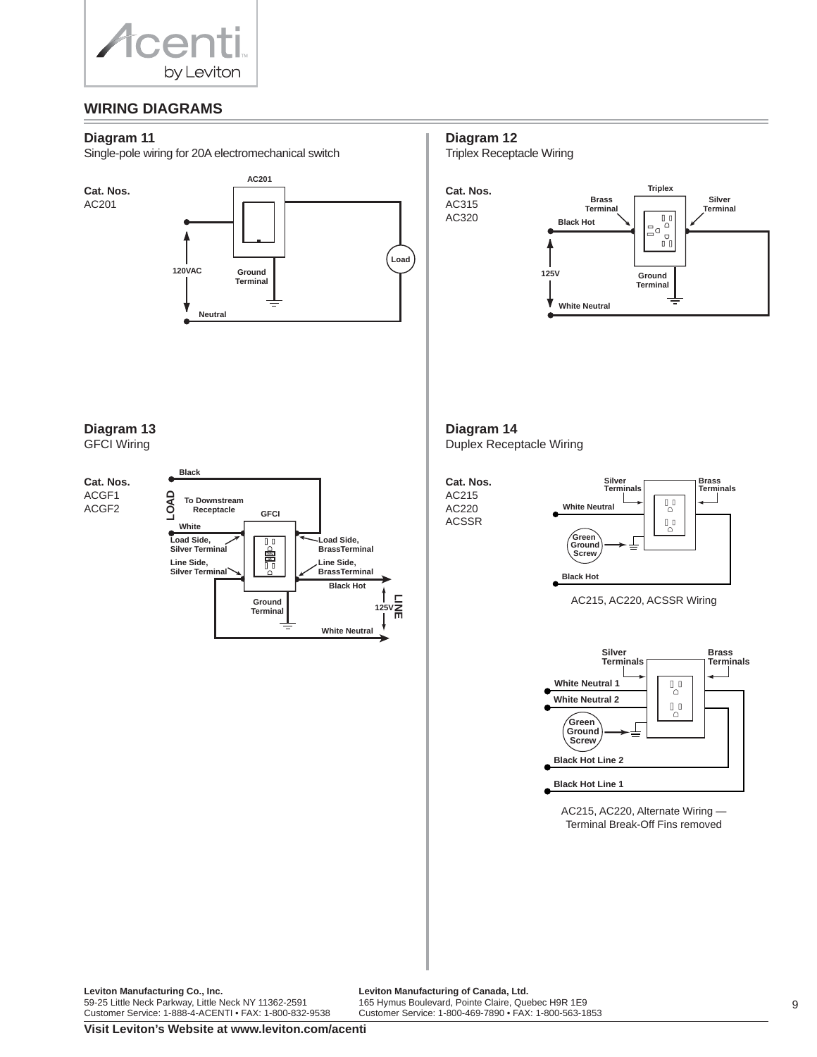## WIRING DIAGRAMS

### Diagram 11

Single-pole wiring for 20A electromechanical switch

**Cat. Nos.**
AC201

AC201

Load

120VAC

Ground Terminal

Neutral

### Diagram 12

Triplex Receptacle Wiring

**Cat. Nos.**
AC315
AC320

Triplex

Brass Terminal

Silver Terminal

Black Hot

125V

Ground Terminal

White Neutral

### Diagram 13

GFCI Wiring

**Cat. Nos.**
ACGF1
ACGF2

Black

LOAD

To Downstream Receptacle

GFCI

White

Load Side, Silver Terminal

Load Side, BrassTerminal

Line Side, Silver Terminal

Line Side, BrassTerminal

Black Hot

Ground Terminal

125V

LINE

White Neutral

### Diagram 14

Duplex Receptacle Wiring

**Cat. Nos.**
AC215
AC220
ACSSR

Silver Terminals

Brass Terminals

White Neutral

Green Ground Screw

Black Hot

AC215, AC220, ACSSR Wiring

Silver Terminals

Brass Terminals

White Neutral 1

White Neutral 2

Green Ground Screw

Black Hot Line 2

Black Hot Line 1

AC215, AC220, Alternate Wiring — Terminal Break-Off Fins removed

**Leviton Manufacturing Co., Inc.**
59-25 Little Neck Parkway, Little Neck NY 11362-2591
Customer Service: 1-888-4-ACENTI • FAX: 1-800-832-9538

**Leviton Manufacturing of Canada, Ltd.**
165 Hymus Boulevard, Pointe Claire, Quebec H9R 1E9
Customer Service: 1-800-469-7890 • FAX: 1-800-563-1853

**Visit Leviton's Website at www.leviton.com/acenti**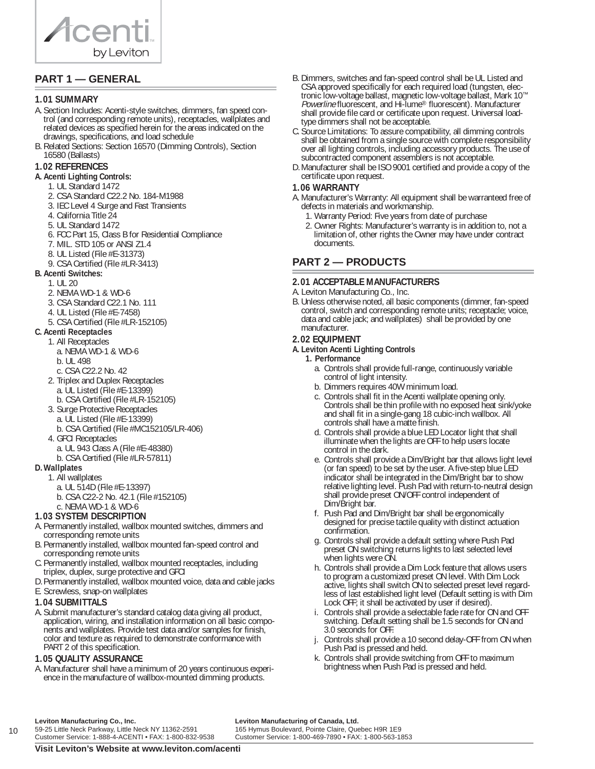## PART 1 — GENERAL

### 1.01 SUMMARY

A. Section Includes: Acenti-style switches, dimmers, fan speed control (and corresponding remote units), receptacles, wallplates and related devices as specified herein for the areas indicated on the drawings, specifications, and load schedule

B. Related Sections: Section 16570 (Dimming Controls), Section 16580 (Ballasts)

### 1.02 REFERENCES

**A. Acenti Lighting Controls:**

1. UL Standard 1472
2. CSA Standard C22.2 No. 184-M1988
3. IEC Level 4 Surge and Fast Transients
4. California Title 24
5. UL Standard 1472
6. FCC Part 15, Class B for Residential Compliance
7. MIL. STD 105 or ANSI Z1.4
8. UL Listed (File #E-31373)
9. CSA Certified (File #LR-3413)

**B. Acenti Switches:**

1. UL 20
2. NEMA WD-1 & WD-6
3. CSA Standard C22.1 No. 111
4. UL Listed (File #E-7458)
5. CSA Certified (File #LR-152105)

**C. Acenti Receptacles**

1. All Receptacles
   a. NEMA WD-1 & WD-6
   b. UL 498
   c. CSA C22.2 No. 42
2. Triplex and Duplex Receptacles
   a. UL Listed (File #E-13399)
   b. CSA Certified (File #LR-152105)
3. Surge Protective Receptacles
   a. UL Listed (File #E-13399)
   b. CSA Certified (File #MC152105/LR-406)
4. GFCI Receptacles
   a. UL 943 Class A (File #E-48380)
   b. CSA Certified (File #LR-57811)

**D. Wallplates**

1. All wallplates
   a. UL 514D (File #E-13397)
   b. CSA C22-2 No. 42.1 (File #152105)
   c. NEMA WD-1 & WD-6

### 1.03 SYSTEM DESCRIPTION

A. Permanently installed, wallbox mounted switches, dimmers and corresponding remote units

B. Permanently installed, wallbox mounted fan-speed control and corresponding remote units

C. Permanently installed, wallbox mounted receptacles, including triplex, duplex, surge protective and GFCI

D. Permanently installed, wallbox mounted voice, data and cable jacks

E. Screwless, snap-on wallplates

### 1.04 SUBMITTALS

A. Submit manufacturer's standard catalog data giving all product, application, wiring, and installation information on all basic components and wallplates. Provide test data and/or samples for finish, color and texture as required to demonstrate conformance with PART 2 of this specification.

### 1.05 QUALITY ASSURANCE

A. Manufacturer shall have a minimum of 20 years continuous experience in the manufacture of wallbox-mounted dimming products.

B. Dimmers, switches and fan-speed control shall be UL Listed and CSA approved specifically for each required load (tungsten, electronic low-voltage ballast, magnetic low-voltage ballast, Mark 10™ *Powerline* fluorescent, and Hi-lume® fluorescent). Manufacturer shall provide file card or certificate upon request. Universal load-type dimmers shall not be acceptable.

C. Source Limitations: To assure compatibility, all dimming controls shall be obtained from a single source with complete responsibility over all lighting controls, including accessory products. The use of subcontracted component assemblers is not acceptable.

D. Manufacturer shall be ISO 9001 certified and provide a copy of the certificate upon request.

### 1.06 WARRANTY

A. Manufacturer's Warranty: All equipment shall be warranteed free of defects in materials and workmanship.
   1. Warranty Period: Five years from date of purchase
   2. Owner Rights: Manufacturer's warranty is in addition to, not a limitation of, other rights the Owner may have under contract documents.

## PART 2 — PRODUCTS

### 2.01 ACCEPTABLE MANUFACTURERS

A. Leviton Manufacturing Co., Inc.

B. Unless otherwise noted, all basic components (dimmer, fan-speed control, switch and corresponding remote units; receptacle; voice, data and cable jack; and wallplates) shall be provided by one manufacturer.

### 2.02 EQUIPMENT

**A. Leviton Acenti Lighting Controls**

**1. Performance**

a. Controls shall provide full-range, continuously variable control of light intensity.

b. Dimmers requires 40W minimum load.

c. Controls shall fit in the Acenti wallplate opening only. Controls shall be thin profile with no exposed heat sink/yoke and shall fit in a single-gang 18 cubic-inch wallbox. All controls shall have a matte finish.

d. Controls shall provide a blue LED Locator light that shall illuminate when the lights are OFF to help users locate control in the dark.

e. Controls shall provide a Dim/Bright bar that allows light level (or fan speed) to be set by the user. A five-step blue LED indicator shall be integrated in the Dim/Bright bar to show relative lighting level. Push Pad with return-to-neutral design shall provide preset ON/OFF control independent of Dim/Bright bar.

f. Push Pad and Dim/Bright bar shall be ergonomically designed for precise tactile quality with distinct actuation confirmation.

g. Controls shall provide a default setting where Push Pad preset ON switching returns lights to last selected level when lights were ON.

h. Controls shall provide a Dim Lock feature that allows users to program a customized preset ON level. With Dim Lock active, lights shall switch ON to selected preset level regardless of last established light level (Default setting is with Dim Lock OFF; it shall be activated by user if desired).

i. Controls shall provide a selectable fade rate for ON and OFF switching. Default setting shall be 1.5 seconds for ON and 3.0 seconds for OFF.

j. Controls shall provide a 10 second delay-OFF from ON when Push Pad is pressed and held.

k. Controls shall provide switching from OFF to maximum brightness when Push Pad is pressed and held.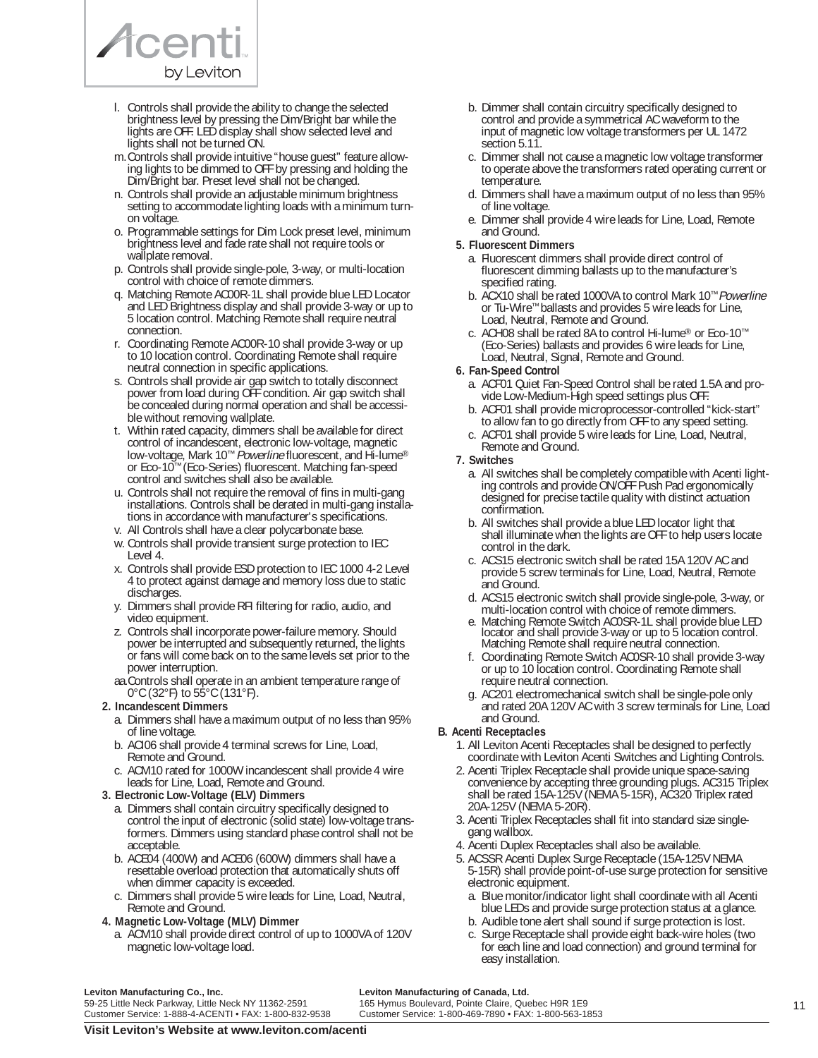l. Controls shall provide the ability to change the selected brightness level by pressing the Dim/Bright bar while the lights are OFF. LED display shall show selected level and lights shall not be turned ON.

m. Controls shall provide intuitive "house guest" feature allowing lights to be dimmed to OFF by pressing and holding the Dim/Bright bar. Preset level shall not be changed.

n. Controls shall provide an adjustable minimum brightness setting to accommodate lighting loads with a minimum turn-on voltage.

o. Programmable settings for Dim Lock preset level, minimum brightness level and fade rate shall not require tools or wallplate removal.

p. Controls shall provide single-pole, 3-way, or multi-location control with choice of remote dimmers.

q. Matching Remote AC00R-1L shall provide blue LED Locator and LED Brightness display and shall provide 3-way or up to 5 location control. Matching Remote shall require neutral connection.

r. Coordinating Remote AC00R-10 shall provide 3-way or up to 10 location control. Coordinating Remote shall require neutral connection in specific applications.

s. Controls shall provide air gap switch to totally disconnect power from load during OFF condition. Air gap switch shall be concealed during normal operation and shall be accessible without removing wallplate.

t. Within rated capacity, dimmers shall be available for direct control of incandescent, electronic low-voltage, magnetic low-voltage, Mark 10™ *Powerline* fluorescent, and Hi-lume® or Eco-10™ (Eco-Series) fluorescent. Matching fan-speed control and switches shall also be available.

u. Controls shall not require the removal of fins in multi-gang installations. Controls shall be derated in multi-gang installations in accordance with manufacturer's specifications.

v. All Controls shall have a clear polycarbonate base.

w. Controls shall provide transient surge protection to IEC Level 4.

x. Controls shall provide ESD protection to IEC 1000 4-2 Level 4 to protect against damage and memory loss due to static discharges.

y. Dimmers shall provide RFI filtering for radio, audio, and video equipment.

z. Controls shall incorporate power-failure memory. Should power be interrupted and subsequently returned, the lights or fans will come back on to the same levels set prior to the power interruption.

aa. Controls shall operate in an ambient temperature range of 0°C (32°F) to 55°C (131°F).

**2. Incandescent Dimmers**

a. Dimmers shall have a maximum output of no less than 95% of line voltage.

b. ACI06 shall provide 4 terminal screws for Line, Load, Remote and Ground.

c. ACM10 rated for 1000W incandescent shall provide 4 wire leads for Line, Load, Remote and Ground.

**3. Electronic Low-Voltage (ELV) Dimmers**

a. Dimmers shall contain circuitry specifically designed to control the input of electronic (solid state) low-voltage transformers. Dimmers using standard phase control shall not be acceptable.

b. ACE04 (400W) and ACE06 (600W) dimmers shall have a resettable overload protection that automatically shuts off when dimmer capacity is exceeded.

c. Dimmers shall provide 5 wire leads for Line, Load, Neutral, Remote and Ground.

**4. Magnetic Low-Voltage (MLV) Dimmer**

a. ACM10 shall provide direct control of up to 1000VA of 120V magnetic low-voltage load.

b. Dimmer shall contain circuitry specifically designed to control and provide a symmetrical AC waveform to the input of magnetic low voltage transformers per UL 1472 section 5.11.

c. Dimmer shall not cause a magnetic low voltage transformer to operate above the transformers rated operating current or temperature.

d. Dimmers shall have a maximum output of no less than 95% of line voltage.

e. Dimmer shall provide 4 wire leads for Line, Load, Remote and Ground.

**5. Fluorescent Dimmers**

a. Fluorescent dimmers shall provide direct control of fluorescent dimming ballasts up to the manufacturer's specified rating.

b. ACX10 shall be rated 1000VA to control Mark 10™ *Powerline* or Tu-Wire™ ballasts and provides 5 wire leads for Line, Load, Neutral, Remote and Ground.

c. ACH08 shall be rated 8A to control Hi-lume® or Eco-10™ (Eco-Series) ballasts and provides 6 wire leads for Line, Load, Neutral, Signal, Remote and Ground.

**6. Fan-Speed Control**

a. ACF01 Quiet Fan-Speed Control shall be rated 1.5A and provide Low-Medium-High speed settings plus OFF.

b. ACF01 shall provide microprocessor-controlled "kick-start" to allow fan to go directly from OFF to any speed setting.

c. ACF01 shall provide 5 wire leads for Line, Load, Neutral, Remote and Ground.

**7. Switches**

a. All switches shall be completely compatible with Acenti lighting controls and provide ON/OFF Push Pad ergonomically designed for precise tactile quality with distinct actuation confirmation.

b. All switches shall provide a blue LED locator light that shall illuminate when the lights are OFF to help users locate control in the dark.

c. ACS15 electronic switch shall be rated 15A 120V AC and provide 5 screw terminals for Line, Load, Neutral, Remote and Ground.

d. ACS15 electronic switch shall provide single-pole, 3-way, or multi-location control with choice of remote dimmers.

e. Matching Remote Switch AC0SR-1L shall provide blue LED locator and shall provide 3-way or up to 5 location control. Matching Remote shall require neutral connection.

f. Coordinating Remote Switch AC0SR-10 shall provide 3-way or up to 10 location control. Coordinating Remote shall require neutral connection.

g. AC201 electromechanical switch shall be single-pole only and rated 20A 120V AC with 3 screw terminals for Line, Load and Ground.

**B. Acenti Receptacles**

1. All Leviton Acenti Receptacles shall be designed to perfectly coordinate with Leviton Acenti Switches and Lighting Controls.
2. Acenti Triplex Receptacle shall provide unique space-saving convenience by accepting three grounding plugs. AC315 Triplex shall be rated 15A-125V (NEMA 5-15R), AC320 Triplex rated 20A-125V (NEMA 5-20R).
3. Acenti Triplex Receptacles shall fit into standard size single-gang wallbox.
4. Acenti Duplex Receptacles shall also be available.
5. ACSSR Acenti Duplex Surge Receptacle (15A-125V NEMA 5-15R) shall provide point-of-use surge protection for sensitive electronic equipment.
   a. Blue monitor/indicator light shall coordinate with all Acenti blue LEDs and provide surge protection status at a glance.
   b. Audible tone alert shall sound if surge protection is lost.
   c. Surge Receptacle shall provide eight back-wire holes (two for each line and load connection) and ground terminal for easy installation.

**Leviton Manufacturing Co., Inc.**
59-25 Little Neck Parkway, Little Neck NY 11362-2591
Customer Service: 1-888-4-ACENTI • FAX: 1-800-832-9538

**Leviton Manufacturing of Canada, Ltd.**
165 Hymus Boulevard, Pointe Claire, Quebec H9R 1E9
Customer Service: 1-800-469-7890 • FAX: 1-800-563-1853

**Visit Leviton's Website at www.leviton.com/acenti**